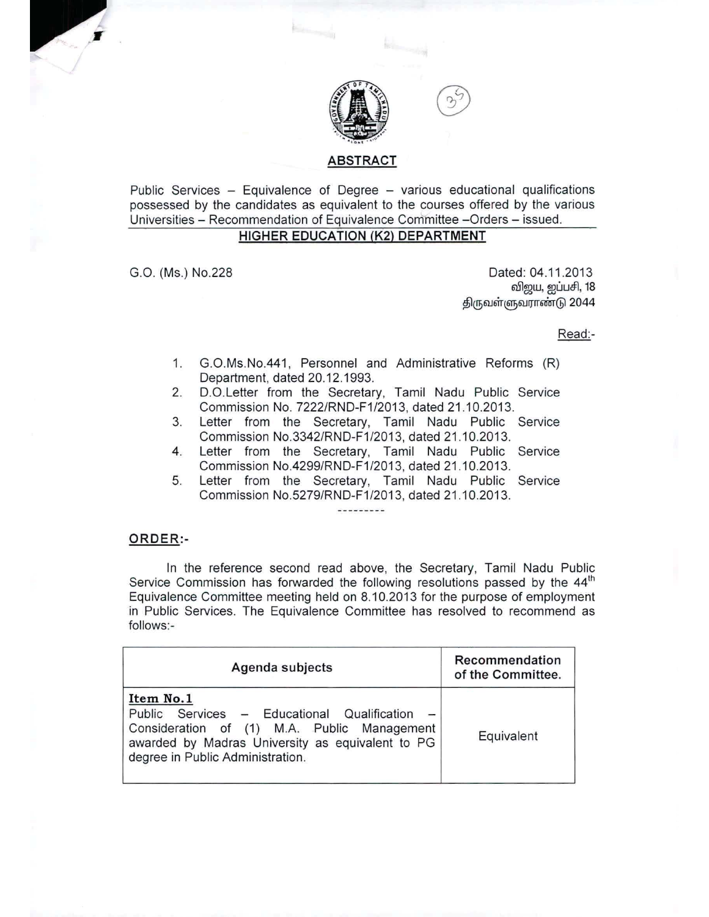## ABSTRACT

Public Services – Equivalence of Degree – various educational qualifications possessed by the candidates as equivalent to the courses offered by the various Universities – Recommendation of Equivalence Committee –Orders – issued.

### HIGHER EDUCATION (K2) DEPARTMENT

G.O. (Ms.) No.228

Dated: 04.11.2013
விஜய, ஐப்பசி, 18
திருவள்ளுவராண்டு 2044

Read:-

1. G.O.Ms.No.441, Personnel and Administrative Reforms (R) Department, dated 20.12.1993.
2. D.O.Letter from the Secretary, Tamil Nadu Public Service Commission No. 7222/RND-F1/2013, dated 21.10.2013.
3. Letter from the Secretary, Tamil Nadu Public Service Commission No.3342/RND-F1/2013, dated 21.10.2013.
4. Letter from the Secretary, Tamil Nadu Public Service Commission No.4299/RND-F1/2013, dated 21.10.2013.
5. Letter from the Secretary, Tamil Nadu Public Service Commission No.5279/RND-F1/2013, dated 21.10.2013.

---------

**ORDER:-**

In the reference second read above, the Secretary, Tamil Nadu Public Service Commission has forwarded the following resolutions passed by the 44th Equivalence Committee meeting held on 8.10.2013 for the purpose of employment in Public Services. The Equivalence Committee has resolved to recommend as follows:-

| Agenda subjects | Recommendation of the Committee. |
|---|---|
| **Item No.1**<br>Public Services – Educational Qualification – Consideration of (1) M.A. Public Management awarded by Madras University as equivalent to PG degree in Public Administration. | Equivalent |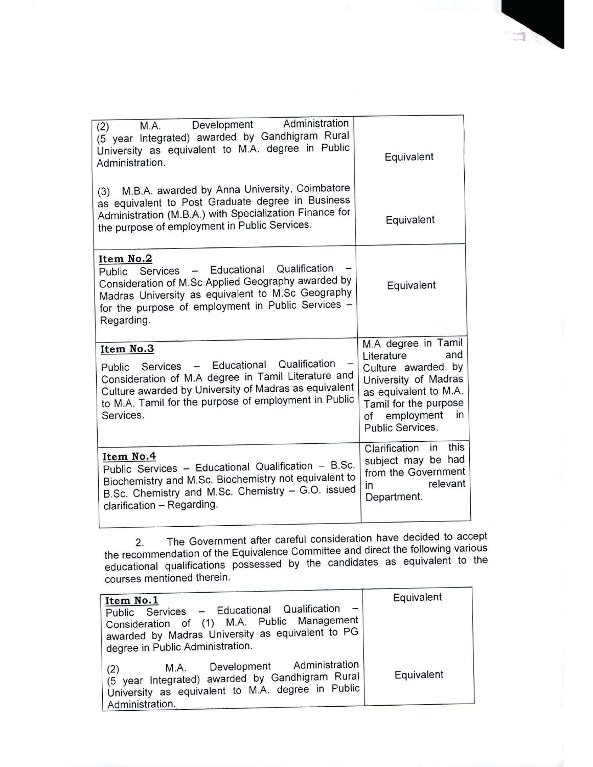| | |
|---|---|
| (2) M.A. Development Administration (5 year Integrated) awarded by Gandhigram Rural University as equivalent to M.A. degree in Public Administration.<br><br>(3) M.B.A. awarded by Anna University, Coimbatore as equivalent to Post Graduate degree in Business Administration (M.B.A.) with Specialization Finance for the purpose of employment in Public Services. | Equivalent<br><br><br>Equivalent |
| **Item No.2**<br>Public Services – Educational Qualification – Consideration of M.Sc Applied Geography awarded by Madras University as equivalent to M.Sc Geography for the purpose of employment in Public Services – Regarding. | Equivalent |
| **Item No.3**<br>Public Services – Educational Qualification – Consideration of M.A degree in Tamil Literature and Culture awarded by University of Madras as equivalent to M.A. Tamil for the purpose of employment in Public Services. | M.A degree in Tamil Literature and Culture awarded by University of Madras as equivalent to M.A. Tamil for the purpose of employment in Public Services. |
| **Item No.4**<br>Public Services – Educational Qualification – B.Sc. Biochemistry and M.Sc. Biochemistry not equivalent to B.Sc. Chemistry and M.Sc. Chemistry – G.O. issued clarification – Regarding. | Clarification in this subject may be had from the Government in relevant Department. |

2. The Government after careful consideration have decided to accept the recommendation of the Equivalence Committee and direct the following various educational qualifications possessed by the candidates as equivalent to the courses mentioned therein.

| | |
|---|---|
| **Item No.1**<br>Public Services – Educational Qualification – Consideration of (1) M.A. Public Management awarded by Madras University as equivalent to PG degree in Public Administration.<br><br>(2) M.A. Development Administration (5 year Integrated) awarded by Gandhigram Rural University as equivalent to M.A. degree in Public Administration. | Equivalent<br><br><br>Equivalent |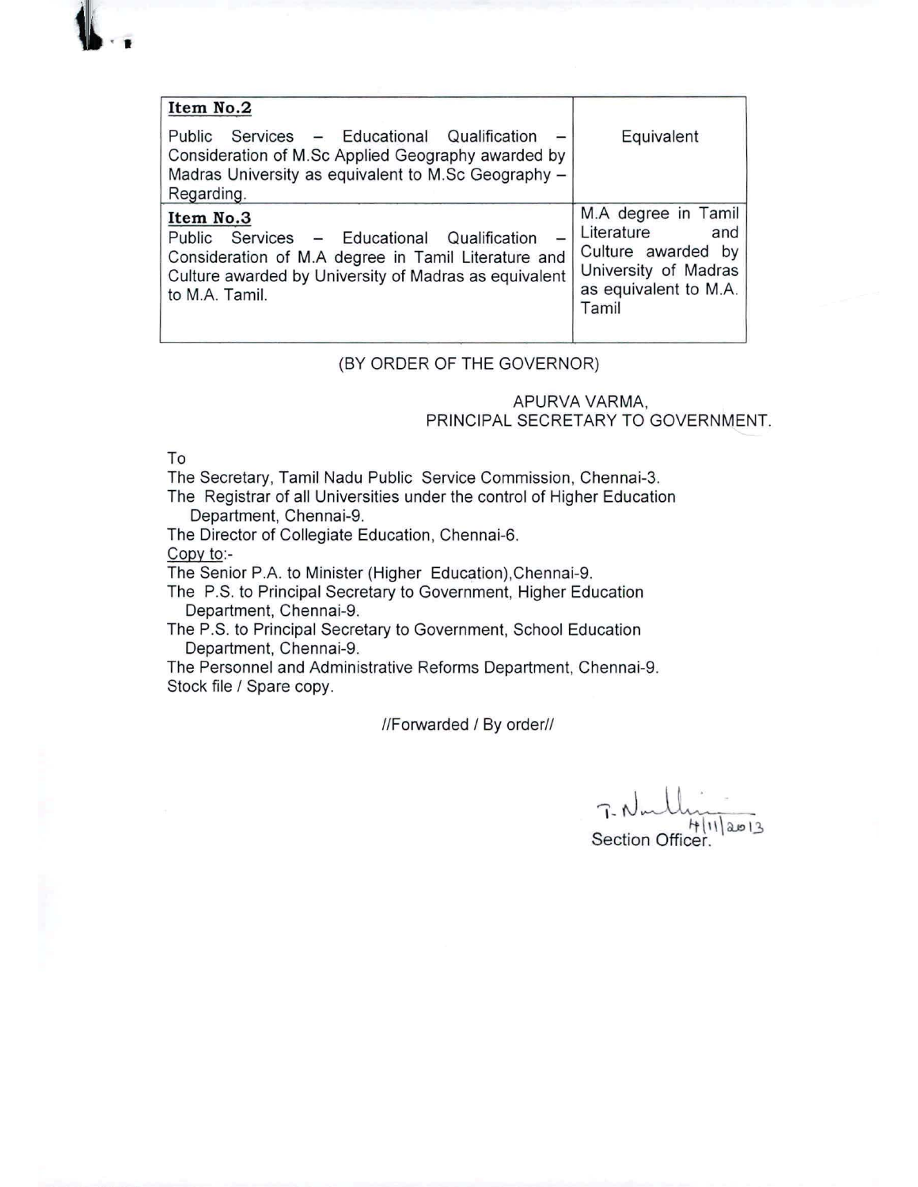| | |
|---|---|
| **Item No.2**<br>Public Services – Educational Qualification – Consideration of M.Sc Applied Geography awarded by Madras University as equivalent to M.Sc Geography – Regarding. | Equivalent |
| **Item No.3**<br>Public Services – Educational Qualification – Consideration of M.A degree in Tamil Literature and Culture awarded by University of Madras as equivalent to M.A. Tamil. | M.A degree in Tamil Literature and Culture awarded by University of Madras as equivalent to M.A. Tamil |

(BY ORDER OF THE GOVERNOR)

APURVA VARMA,
PRINCIPAL SECRETARY TO GOVERNMENT.

To
The Secretary, Tamil Nadu Public Service Commission, Chennai-3.
The Registrar of all Universities under the control of Higher Education Department, Chennai-9.
The Director of Collegiate Education, Chennai-6.

Copy to:-
The Senior P.A. to Minister (Higher Education),Chennai-9.
The P.S. to Principal Secretary to Government, Higher Education Department, Chennai-9.
The P.S. to Principal Secretary to Government, School Education Department, Chennai-9.
The Personnel and Administrative Reforms Department, Chennai-9.
Stock file / Spare copy.

//Forwarded / By order//

4/11/2013
Section Officer.